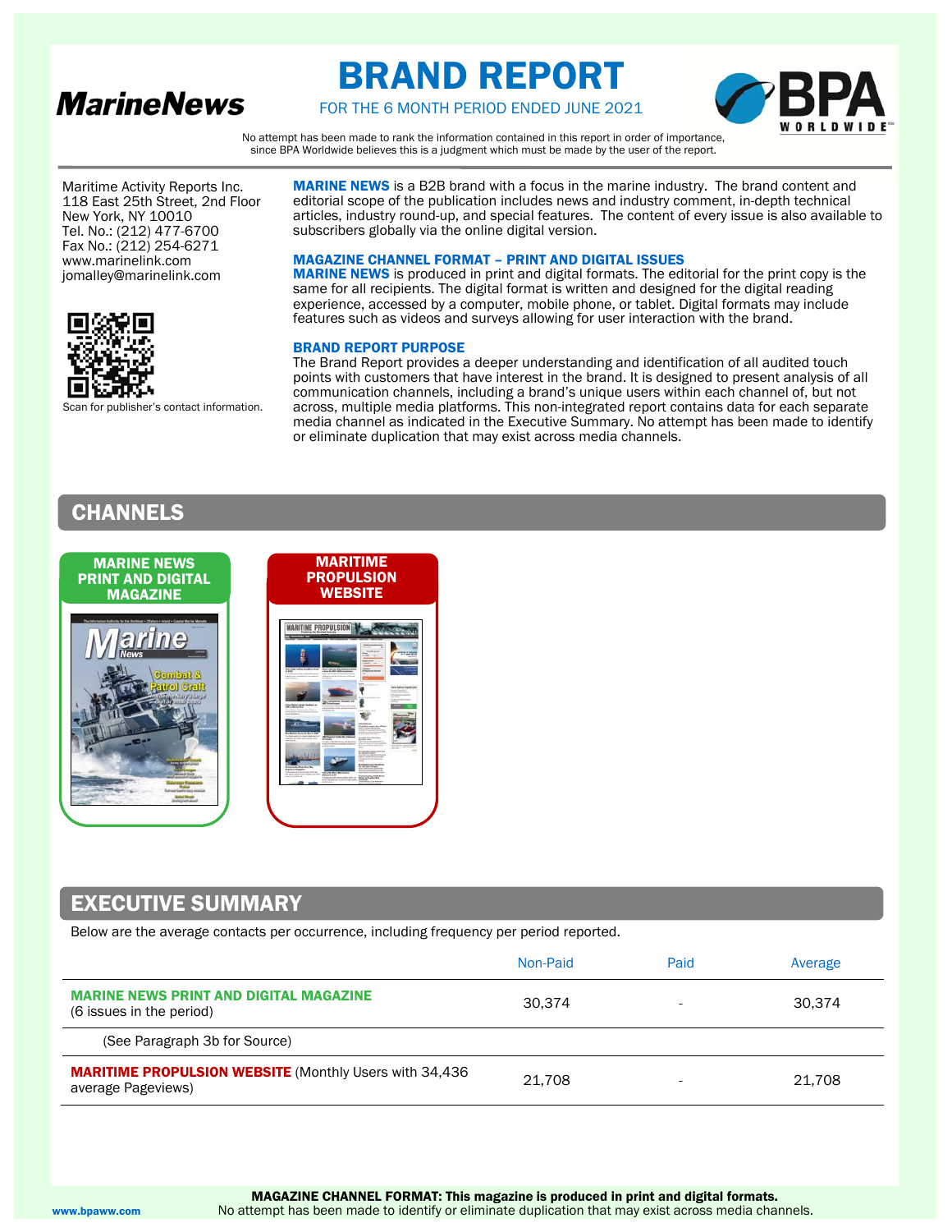# MarineNews

# BRAND REPORT

FOR THE 6 MONTH PERIOD ENDED JUNE 2021

No attempt has been made to rank the information contained in this report in order of importance, since BPA Worldwide believes this is a judgment which must be made by the user of the report.

Maritime Activity Reports Inc.
118 East 25th Street, 2nd Floor
New York, NY 10010
Tel. No.: (212) 477-6700
Fax No.: (212) 254-6271
www.marinelink.com
jomalley@marinelink.com

Scan for publisher's contact information.

**MARINE NEWS** is a B2B brand with a focus in the marine industry. The brand content and editorial scope of the publication includes news and industry comment, in-depth technical articles, industry round-up, and special features. The content of every issue is also available to subscribers globally via the online digital version.

### MAGAZINE CHANNEL FORMAT – PRINT AND DIGITAL ISSUES

**MARINE NEWS** is produced in print and digital formats. The editorial for the print copy is the same for all recipients. The digital format is written and designed for the digital reading experience, accessed by a computer, mobile phone, or tablet. Digital formats may include features such as videos and surveys allowing for user interaction with the brand.

### BRAND REPORT PURPOSE

The Brand Report provides a deeper understanding and identification of all audited touch points with customers that have interest in the brand. It is designed to present analysis of all communication channels, including a brand's unique users within each channel of, but not across, multiple media platforms. This non-integrated report contains data for each separate media channel as indicated in the Executive Summary. No attempt has been made to identify or eliminate duplication that may exist across media channels.

## CHANNELS

- MARINE NEWS PRINT AND DIGITAL MAGAZINE
- MARITIME PROPULSION WEBSITE

## EXECUTIVE SUMMARY

Below are the average contacts per occurrence, including frequency per period reported.

| | Non-Paid | Paid | Average |
|---|---|---|---|
| **MARINE NEWS PRINT AND DIGITAL MAGAZINE** (6 issues in the period) | 30,374 | - | 30,374 |
| (See Paragraph 3b for Source) | | | |
| **MARITIME PROPULSION WEBSITE** (Monthly Users with 34,436 average Pageviews) | 21,708 | - | 21,708 |

**MAGAZINE CHANNEL FORMAT: This magazine is produced in print and digital formats.**
No attempt has been made to identify or eliminate duplication that may exist across media channels.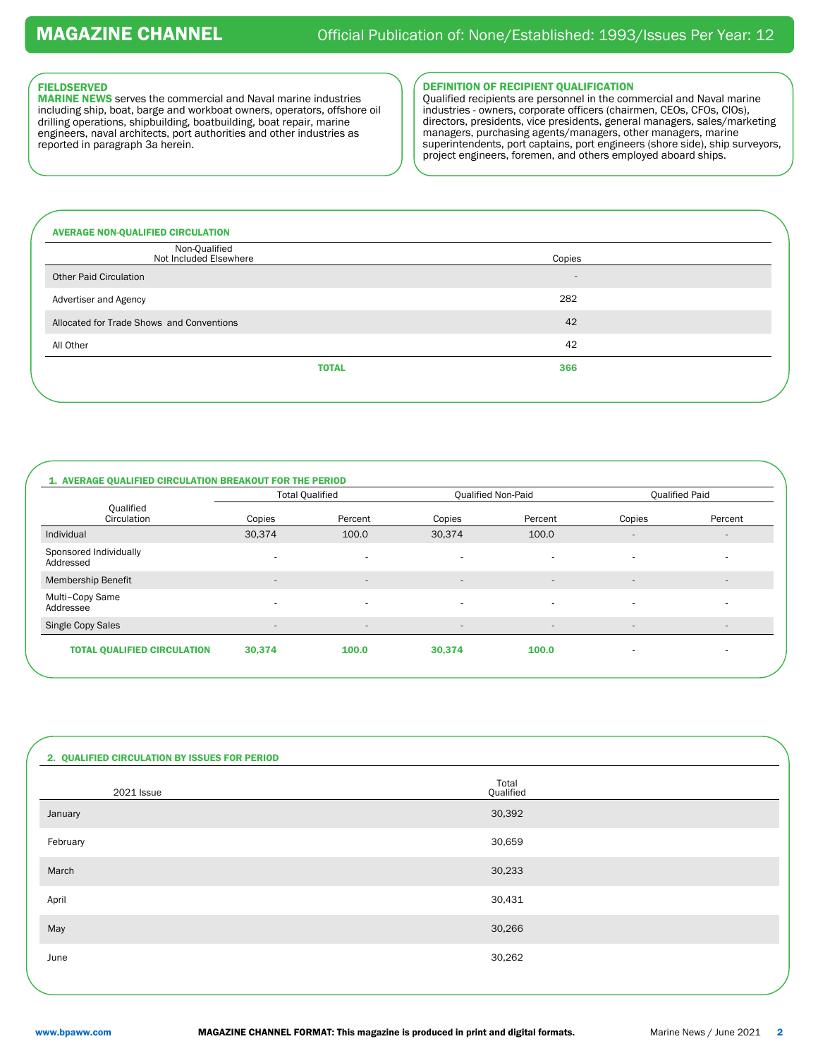# MAGAZINE CHANNEL

Official Publication of: None/Established: 1993/Issues Per Year: 12

## FIELDSERVED

**MARINE NEWS** serves the commercial and Naval marine industries including ship, boat, barge and workboat owners, operators, offshore oil drilling operations, shipbuilding, boatbuilding, boat repair, marine engineers, naval architects, port authorities and other industries as reported in paragraph 3a herein.

## DEFINITION OF RECIPIENT QUALIFICATION

Qualified recipients are personnel in the commercial and Naval marine industries - owners, corporate officers (chairmen, CEOs, CFOs, CIOs), directors, presidents, vice presidents, general managers, sales/marketing managers, purchasing agents/managers, other managers, marine superintendents, port captains, port engineers (shore side), ship surveyors, project engineers, foremen, and others employed aboard ships.

## AVERAGE NON-QUALIFIED CIRCULATION

| Non-Qualified Not Included Elsewhere | Copies |
|---|---|
| Other Paid Circulation | - |
| Advertiser and Agency | 282 |
| Allocated for Trade Shows and Conventions | 42 |
| All Other | 42 |
| **TOTAL** | **366** |

## 1. AVERAGE QUALIFIED CIRCULATION BREAKOUT FOR THE PERIOD

| Qualified Circulation | Total Qualified | | Qualified Non-Paid | | Qualified Paid | |
|---|---|---|---|---|---|---|
| | Copies | Percent | Copies | Percent | Copies | Percent |
| Individual | 30,374 | 100.0 | 30,374 | 100.0 | - | - |
| Sponsored Individually Addressed | - | - | - | - | - | - |
| Membership Benefit | - | - | - | - | - | - |
| Multi–Copy Same Addressee | - | - | - | - | - | - |
| Single Copy Sales | - | - | - | - | - | - |
| **TOTAL QUALIFIED CIRCULATION** | **30,374** | **100.0** | **30,374** | **100.0** | - | - |

## 2. QUALIFIED CIRCULATION BY ISSUES FOR PERIOD

| 2021 Issue | Total Qualified |
|---|---|
| January | 30,392 |
| February | 30,659 |
| March | 30,233 |
| April | 30,431 |
| May | 30,266 |
| June | 30,262 |

www.bpaww.com

**MAGAZINE CHANNEL FORMAT: This magazine is produced in print and digital formats.**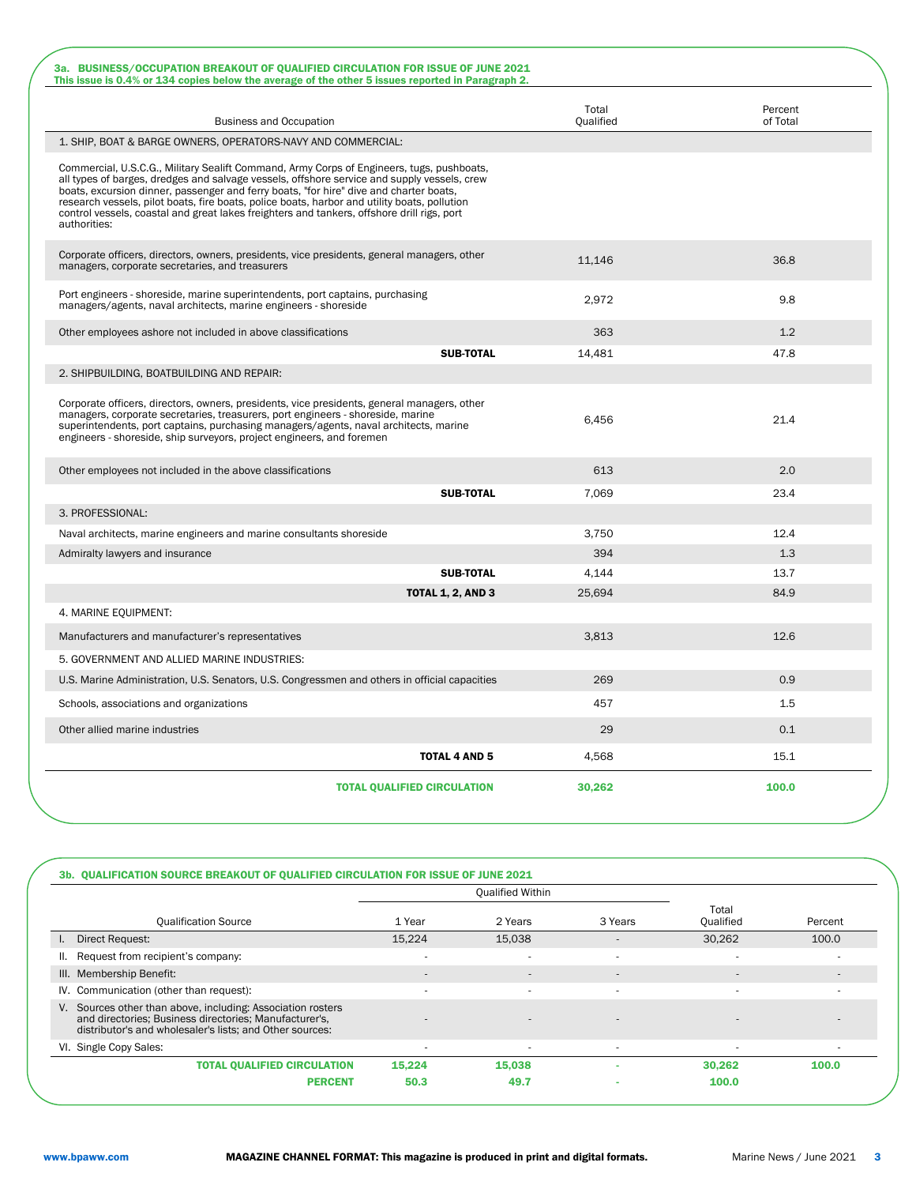### 3a. BUSINESS/OCCUPATION BREAKOUT OF QUALIFIED CIRCULATION FOR ISSUE OF JUNE 2021

This issue is 0.4% or 134 copies below the average of the other 5 issues reported in Paragraph 2.

| Business and Occupation | Total Qualified | Percent of Total |
|---|---|---|
| 1. SHIP, BOAT & BARGE OWNERS, OPERATORS-NAVY AND COMMERCIAL: | | |
| Commercial, U.S.C.G., Military Sealift Command, Army Corps of Engineers, tugs, pushboats, all types of barges, dredges and salvage vessels, offshore service and supply vessels, crew boats, excursion dinner, passenger and ferry boats, "for hire" dive and charter boats, research vessels, pilot boats, fire boats, police boats, harbor and utility boats, pollution control vessels, coastal and great lakes freighters and tankers, offshore drill rigs, port authorities: | | |
| Corporate officers, directors, owners, presidents, vice presidents, general managers, other managers, corporate secretaries, and treasurers | 11,146 | 36.8 |
| Port engineers - shoreside, marine superintendents, port captains, purchasing managers/agents, naval architects, marine engineers - shoreside | 2,972 | 9.8 |
| Other employees ashore not included in above classifications | 363 | 1.2 |
| **SUB-TOTAL** | 14,481 | 47.8 |
| 2. SHIPBUILDING, BOATBUILDING AND REPAIR: | | |
| Corporate officers, directors, owners, presidents, vice presidents, general managers, other managers, corporate secretaries, treasurers, port engineers - shoreside, marine superintendents, port captains, purchasing managers/agents, naval architects, marine engineers - shoreside, ship surveyors, project engineers, and foremen | 6,456 | 21.4 |
| Other employees not included in the above classifications | 613 | 2.0 |
| **SUB-TOTAL** | 7,069 | 23.4 |
| 3. PROFESSIONAL: | | |
| Naval architects, marine engineers and marine consultants shoreside | 3,750 | 12.4 |
| Admiralty lawyers and insurance | 394 | 1.3 |
| **SUB-TOTAL** | 4,144 | 13.7 |
| **TOTAL 1, 2, AND 3** | 25,694 | 84.9 |
| 4. MARINE EQUIPMENT: | | |
| Manufacturers and manufacturer's representatives | 3,813 | 12.6 |
| 5. GOVERNMENT AND ALLIED MARINE INDUSTRIES: | | |
| U.S. Marine Administration, U.S. Senators, U.S. Congressmen and others in official capacities | 269 | 0.9 |
| Schools, associations and organizations | 457 | 1.5 |
| Other allied marine industries | 29 | 0.1 |
| **TOTAL 4 AND 5** | 4,568 | 15.1 |
| **TOTAL QUALIFIED CIRCULATION** | **30,262** | **100.0** |

### 3b. QUALIFICATION SOURCE BREAKOUT OF QUALIFIED CIRCULATION FOR ISSUE OF JUNE 2021

| Qualification Source | Qualified Within | | | Total Qualified | Percent |
|---|---|---|---|---|---|
| | 1 Year | 2 Years | 3 Years | | |
| I. Direct Request: | 15,224 | 15,038 | - | 30,262 | 100.0 |
| II. Request from recipient's company: | - | - | - | - | - |
| III. Membership Benefit: | - | - | - | - | - |
| IV. Communication (other than request): | - | - | - | - | - |
| V. Sources other than above, including: Association rosters and directories; Business directories; Manufacturer's, distributor's and wholesaler's lists; and Other sources: | - | - | - | - | - |
| VI. Single Copy Sales: | - | - | - | - | - |
| **TOTAL QUALIFIED CIRCULATION** | **15,224** | **15,038** | - | **30,262** | **100.0** |
| **PERCENT** | **50.3** | **49.7** | - | **100.0** | |

**MAGAZINE CHANNEL FORMAT: This magazine is produced in print and digital formats.**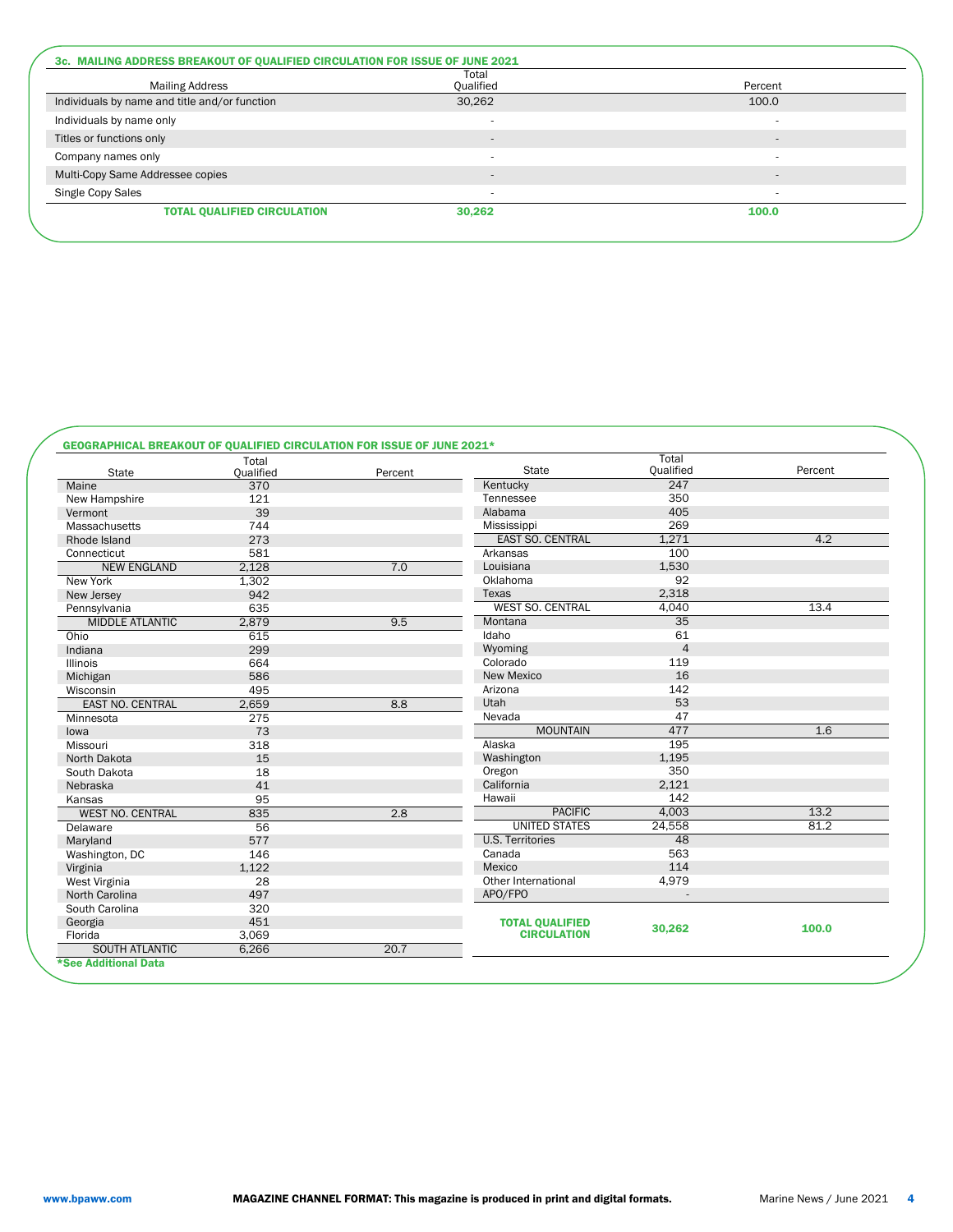## 3c. MAILING ADDRESS BREAKOUT OF QUALIFIED CIRCULATION FOR ISSUE OF JUNE 2021

| Mailing Address | Total Qualified | Percent |
|---|---|---|
| Individuals by name and title and/or function | 30,262 | 100.0 |
| Individuals by name only | - | - |
| Titles or functions only | - | - |
| Company names only | - | - |
| Multi-Copy Same Addressee copies | - | - |
| Single Copy Sales | - | - |
| **TOTAL QUALIFIED CIRCULATION** | **30,262** | **100.0** |

## GEOGRAPHICAL BREAKOUT OF QUALIFIED CIRCULATION FOR ISSUE OF JUNE 2021*

| State | Total Qualified | Percent |
|---|---|---|
| Maine | 370 | |
| New Hampshire | 121 | |
| Vermont | 39 | |
| Massachusetts | 744 | |
| Rhode Island | 273 | |
| Connecticut | 581 | |
| NEW ENGLAND | 2,128 | 7.0 |
| New York | 1,302 | |
| New Jersey | 942 | |
| Pennsylvania | 635 | |
| MIDDLE ATLANTIC | 2,879 | 9.5 |
| Ohio | 615 | |
| Indiana | 299 | |
| Illinois | 664 | |
| Michigan | 586 | |
| Wisconsin | 495 | |
| EAST NO. CENTRAL | 2,659 | 8.8 |
| Minnesota | 275 | |
| Iowa | 73 | |
| Missouri | 318 | |
| North Dakota | 15 | |
| South Dakota | 18 | |
| Nebraska | 41 | |
| Kansas | 95 | |
| WEST NO. CENTRAL | 835 | 2.8 |
| Delaware | 56 | |
| Maryland | 577 | |
| Washington, DC | 146 | |
| Virginia | 1,122 | |
| West Virginia | 28 | |
| North Carolina | 497 | |
| South Carolina | 320 | |
| Georgia | 451 | |
| Florida | 3,069 | |
| SOUTH ATLANTIC | 6,266 | 20.7 |
| Kentucky | 247 | |
| Tennessee | 350 | |
| Alabama | 405 | |
| Mississippi | 269 | |
| EAST SO. CENTRAL | 1,271 | 4.2 |
| Arkansas | 100 | |
| Louisiana | 1,530 | |
| Oklahoma | 92 | |
| Texas | 2,318 | |
| WEST SO. CENTRAL | 4,040 | 13.4 |
| Montana | 35 | |
| Idaho | 61 | |
| Wyoming | 4 | |
| Colorado | 119 | |
| New Mexico | 16 | |
| Arizona | 142 | |
| Utah | 53 | |
| Nevada | 47 | |
| MOUNTAIN | 477 | 1.6 |
| Alaska | 195 | |
| Washington | 1,195 | |
| Oregon | 350 | |
| California | 2,121 | |
| Hawaii | 142 | |
| PACIFIC | 4,003 | 13.2 |
| UNITED STATES | 24,558 | 81.2 |
| U.S. Territories | 48 | |
| Canada | 563 | |
| Mexico | 114 | |
| Other International | 4,979 | |
| APO/FPO | - | |
| **TOTAL QUALIFIED CIRCULATION** | **30,262** | **100.0** |

***See Additional Data**

www.bpaww.com

**MAGAZINE CHANNEL FORMAT: This magazine is produced in print and digital formats.**

Marine News / June 2021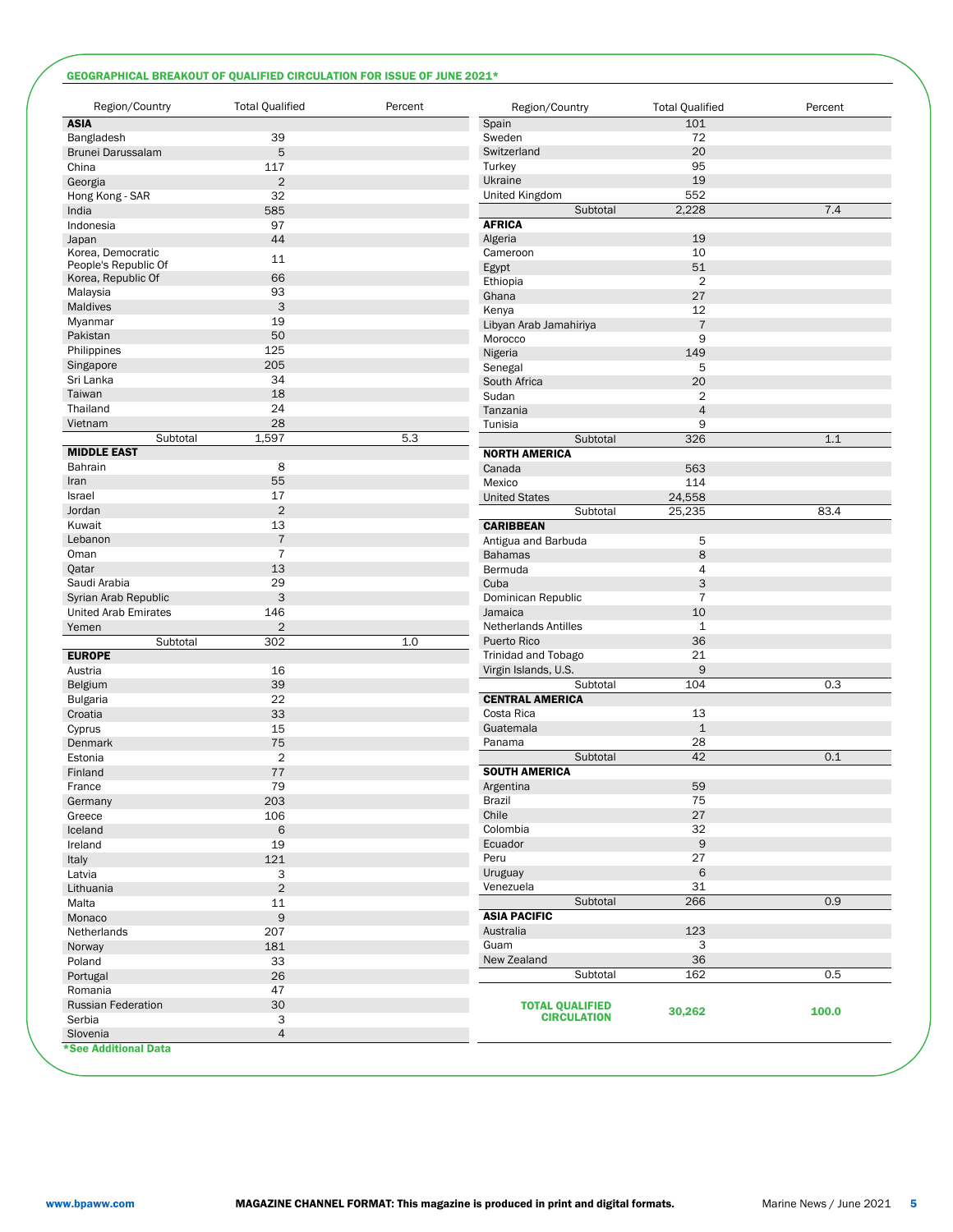**GEOGRAPHICAL BREAKOUT OF QUALIFIED CIRCULATION FOR ISSUE OF JUNE 2021***

| Region/Country | Total Qualified | Percent |
|---|---|---|
| **ASIA** | | |
| Bangladesh | 39 | |
| Brunei Darussalam | 5 | |
| China | 117 | |
| Georgia | 2 | |
| Hong Kong - SAR | 32 | |
| India | 585 | |
| Indonesia | 97 | |
| Japan | 44 | |
| Korea, Democratic People's Republic Of | 11 | |
| Korea, Republic Of | 66 | |
| Malaysia | 93 | |
| Maldives | 3 | |
| Myanmar | 19 | |
| Pakistan | 50 | |
| Philippines | 125 | |
| Singapore | 205 | |
| Sri Lanka | 34 | |
| Taiwan | 18 | |
| Thailand | 24 | |
| Vietnam | 28 | |
| Subtotal | 1,597 | 5.3 |
| **MIDDLE EAST** | | |
| Bahrain | 8 | |
| Iran | 55 | |
| Israel | 17 | |
| Jordan | 2 | |
| Kuwait | 13 | |
| Lebanon | 7 | |
| Oman | 7 | |
| Qatar | 13 | |
| Saudi Arabia | 29 | |
| Syrian Arab Republic | 3 | |
| United Arab Emirates | 146 | |
| Yemen | 2 | |
| Subtotal | 302 | 1.0 |
| **EUROPE** | | |
| Austria | 16 | |
| Belgium | 39 | |
| Bulgaria | 22 | |
| Croatia | 33 | |
| Cyprus | 15 | |
| Denmark | 75 | |
| Estonia | 2 | |
| Finland | 77 | |
| France | 79 | |
| Germany | 203 | |
| Greece | 106 | |
| Iceland | 6 | |
| Ireland | 19 | |
| Italy | 121 | |
| Latvia | 3 | |
| Lithuania | 2 | |
| Malta | 11 | |
| Monaco | 9 | |
| Netherlands | 207 | |
| Norway | 181 | |
| Poland | 33 | |
| Portugal | 26 | |
| Romania | 47 | |
| Russian Federation | 30 | |
| Serbia | 3 | |
| Slovenia | 4 | |
| Spain | 101 | |
| Sweden | 72 | |
| Switzerland | 20 | |
| Turkey | 95 | |
| Ukraine | 19 | |
| United Kingdom | 552 | |
| Subtotal | 2,228 | 7.4 |
| **AFRICA** | | |
| Algeria | 19 | |
| Cameroon | 10 | |
| Egypt | 51 | |
| Ethiopia | 2 | |
| Ghana | 27 | |
| Kenya | 12 | |
| Libyan Arab Jamahiriya | 7 | |
| Morocco | 9 | |
| Nigeria | 149 | |
| Senegal | 5 | |
| South Africa | 20 | |
| Sudan | 2 | |
| Tanzania | 4 | |
| Tunisia | 9 | |
| Subtotal | 326 | 1.1 |
| **NORTH AMERICA** | | |
| Canada | 563 | |
| Mexico | 114 | |
| United States | 24,558 | |
| Subtotal | 25,235 | 83.4 |
| **CARIBBEAN** | | |
| Antigua and Barbuda | 5 | |
| Bahamas | 8 | |
| Bermuda | 4 | |
| Cuba | 3 | |
| Dominican Republic | 7 | |
| Jamaica | 10 | |
| Netherlands Antilles | 1 | |
| Puerto Rico | 36 | |
| Trinidad and Tobago | 21 | |
| Virgin Islands, U.S. | 9 | |
| Subtotal | 104 | 0.3 |
| **CENTRAL AMERICA** | | |
| Costa Rica | 13 | |
| Guatemala | 1 | |
| Panama | 28 | |
| Subtotal | 42 | 0.1 |
| **SOUTH AMERICA** | | |
| Argentina | 59 | |
| Brazil | 75 | |
| Chile | 27 | |
| Colombia | 32 | |
| Ecuador | 9 | |
| Peru | 27 | |
| Uruguay | 6 | |
| Venezuela | 31 | |
| Subtotal | 266 | 0.9 |
| **ASIA PACIFIC** | | |
| Australia | 123 | |
| Guam | 3 | |
| New Zealand | 36 | |
| Subtotal | 162 | 0.5 |
| **TOTAL QUALIFIED CIRCULATION** | **30,262** | **100.0** |

***See Additional Data**

www.bpaww.com

**MAGAZINE CHANNEL FORMAT: This magazine is produced in print and digital formats.**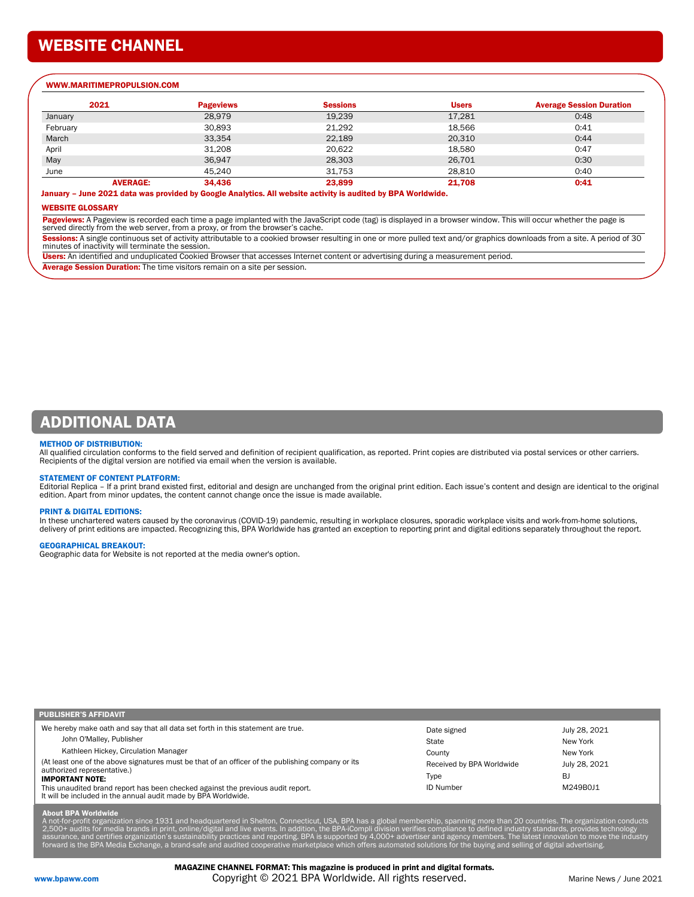# WEBSITE CHANNEL

**WWW.MARITIMEPROPULSION.COM**

| 2021 | Pageviews | Sessions | Users | Average Session Duration |
|---|---|---|---|---|
| January | 28,979 | 19,239 | 17,281 | 0:48 |
| February | 30,893 | 21,292 | 18,566 | 0:41 |
| March | 33,354 | 22,189 | 20,310 | 0:44 |
| April | 31,208 | 20,622 | 18,580 | 0:47 |
| May | 36,947 | 28,303 | 26,701 | 0:30 |
| June | 45,240 | 31,753 | 28,810 | 0:40 |
| **AVERAGE:** | **34,436** | **23,899** | **21,708** | **0:41** |

**January – June 2021 data was provided by Google Analytics. All website activity is audited by BPA Worldwide.**

**WEBSITE GLOSSARY**

**Pageviews:** A Pageview is recorded each time a page implanted with the JavaScript code (tag) is displayed in a browser window. This will occur whether the page is served directly from the web server, from a proxy, or from the browser's cache.

**Sessions:** A single continuous set of activity attributable to a cookied browser resulting in one or more pulled text and/or graphics downloads from a site. A period of 30 minutes of inactivity will terminate the session.

**Users:** An identified and unduplicated Cookied Browser that accesses Internet content or advertising during a measurement period.

**Average Session Duration:** The time visitors remain on a site per session.

# ADDITIONAL DATA

**METHOD OF DISTRIBUTION:**
All qualified circulation conforms to the field served and definition of recipient qualification, as reported. Print copies are distributed via postal services or other carriers. Recipients of the digital version are notified via email when the version is available.

**STATEMENT OF CONTENT PLATFORM:**
Editorial Replica – If a print brand existed first, editorial and design are unchanged from the original print edition. Each issue's content and design are identical to the original edition. Apart from minor updates, the content cannot change once the issue is made available.

**PRINT & DIGITAL EDITIONS:**
In these unchartered waters caused by the coronavirus (COVID-19) pandemic, resulting in workplace closures, sporadic workplace visits and work-from-home solutions, delivery of print editions are impacted. Recognizing this, BPA Worldwide has granted an exception to reporting print and digital editions separately throughout the report.

**GEOGRAPHICAL BREAKOUT:**
Geographic data for Website is not reported at the media owner's option.

**PUBLISHER'S AFFIDAVIT**

We hereby make oath and say that all data set forth in this statement are true.

John O'Malley, Publisher

Kathleen Hickey, Circulation Manager

(At least one of the above signatures must be that of an officer of the publishing company or its authorized representative.)

**IMPORTANT NOTE:**
This unaudited brand report has been checked against the previous audit report.
It will be included in the annual audit made by BPA Worldwide.

| | |
|---|---|
| Date signed | July 28, 2021 |
| State | New York |
| County | New York |
| Received by BPA Worldwide | July 28, 2021 |
| Type | BJ |
| ID Number | M249B0J1 |

**About BPA Worldwide**
A not-for-profit organization since 1931 and headquartered in Shelton, Connecticut, USA, BPA has a global membership, spanning more than 20 countries. The organization conducts 2,500+ audits for media brands in print, online/digital and live events. In addition, the BPA-iCompli division verifies compliance to defined industry standards, provides technology assurance, and certifies organization's sustainability practices and reporting. BPA is supported by 4,000+ advertiser and agency members. The latest innovation to move the industry forward is the BPA Media Exchange, a brand-safe and audited cooperative marketplace which offers automated solutions for the buying and selling of digital advertising.

**MAGAZINE CHANNEL FORMAT: This magazine is produced in print and digital formats.**

www.bpaww.com

Copyright © 2021 BPA Worldwide. All rights reserved.

Marine News / June 2021